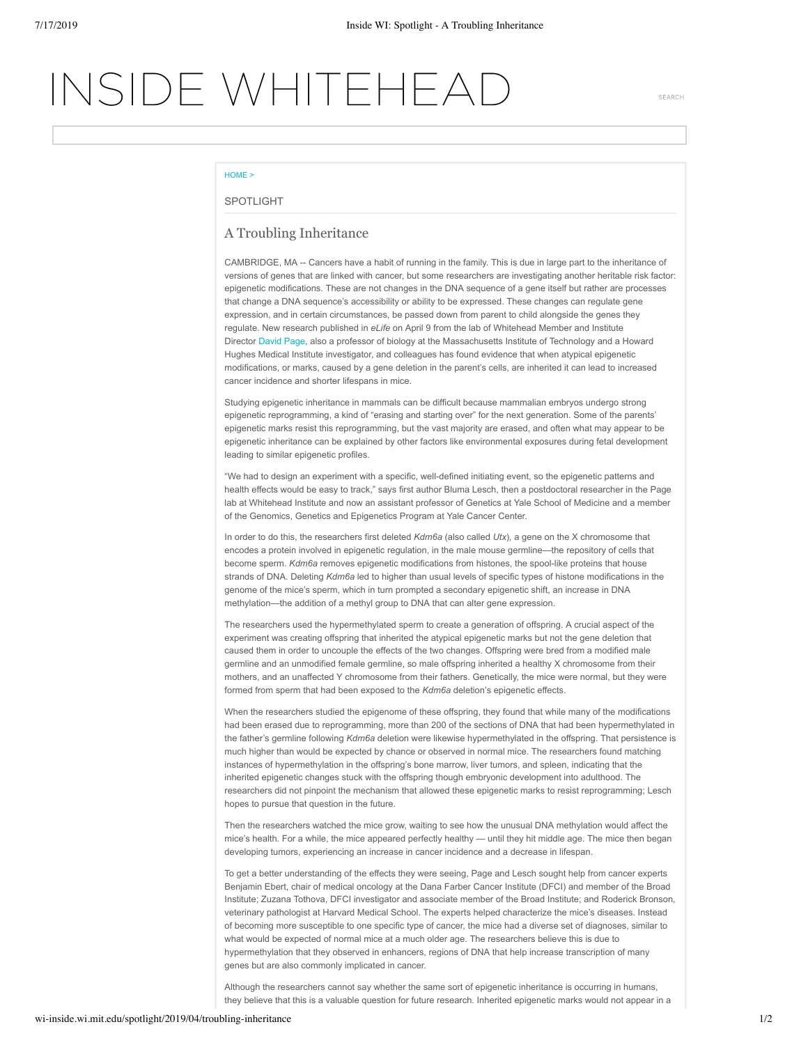# INSIDE WHITEHEAD

SEARCH

HOME >

SPOTLIGHT

## A Troubling Inheritance

CAMBRIDGE, MA -- Cancers have a habit of running in the family. This is due in large part to the inheritance of versions of genes that are linked with cancer, but some researchers are investigating another heritable risk factor: epigenetic modifications. These are not changes in the DNA sequence of a gene itself but rather are processes that change a DNA sequence's accessibility or ability to be expressed. These changes can regulate gene expression, and in certain circumstances, be passed down from parent to child alongside the genes they regulate. New research published in *eLife* on April 9 from the lab of Whitehead Member and Institute Director David Page, also a professor of biology at the Massachusetts Institute of Technology and a Howard Hughes Medical Institute investigator, and colleagues has found evidence that when atypical epigenetic modifications, or marks, caused by a gene deletion in the parent's cells, are inherited it can lead to increased cancer incidence and shorter lifespans in mice.

Studying epigenetic inheritance in mammals can be difficult because mammalian embryos undergo strong epigenetic reprogramming, a kind of "erasing and starting over" for the next generation. Some of the parents' epigenetic marks resist this reprogramming, but the vast majority are erased, and often what may appear to be epigenetic inheritance can be explained by other factors like environmental exposures during fetal development leading to similar epigenetic profiles.

"We had to design an experiment with a specific, well-defined initiating event, so the epigenetic patterns and health effects would be easy to track," says first author Bluma Lesch, then a postdoctoral researcher in the Page lab at Whitehead Institute and now an assistant professor of Genetics at Yale School of Medicine and a member of the Genomics, Genetics and Epigenetics Program at Yale Cancer Center.

In order to do this, the researchers first deleted *Kdm6a* (also called *Utx*), a gene on the X chromosome that encodes a protein involved in epigenetic regulation, in the male mouse germline—the repository of cells that become sperm. *Kdm6a* removes epigenetic modifications from histones, the spool-like proteins that house strands of DNA. Deleting *Kdm6a* led to higher than usual levels of specific types of histone modifications in the genome of the mice's sperm, which in turn prompted a secondary epigenetic shift, an increase in DNA methylation—the addition of a methyl group to DNA that can alter gene expression.

The researchers used the hypermethylated sperm to create a generation of offspring. A crucial aspect of the experiment was creating offspring that inherited the atypical epigenetic marks but not the gene deletion that caused them in order to uncouple the effects of the two changes. Offspring were bred from a modified male germline and an unmodified female germline, so male offspring inherited a healthy X chromosome from their mothers, and an unaffected Y chromosome from their fathers. Genetically, the mice were normal, but they were formed from sperm that had been exposed to the *Kdm6a* deletion's epigenetic effects.

When the researchers studied the epigenome of these offspring, they found that while many of the modifications had been erased due to reprogramming, more than 200 of the sections of DNA that had been hypermethylated in the father's germline following *Kdm6a* deletion were likewise hypermethylated in the offspring. That persistence is much higher than would be expected by chance or observed in normal mice. The researchers found matching instances of hypermethylation in the offspring's bone marrow, liver tumors, and spleen, indicating that the inherited epigenetic changes stuck with the offspring though embryonic development into adulthood. The researchers did not pinpoint the mechanism that allowed these epigenetic marks to resist reprogramming; Lesch hopes to pursue that question in the future.

Then the researchers watched the mice grow, waiting to see how the unusual DNA methylation would affect the mice's health. For a while, the mice appeared perfectly healthy — until they hit middle age. The mice then began developing tumors, experiencing an increase in cancer incidence and a decrease in lifespan.

To get a better understanding of the effects they were seeing, Page and Lesch sought help from cancer experts Benjamin Ebert, chair of medical oncology at the Dana Farber Cancer Institute (DFCI) and member of the Broad Institute; Zuzana Tothova, DFCI investigator and associate member of the Broad Institute; and Roderick Bronson, veterinary pathologist at Harvard Medical School. The experts helped characterize the mice's diseases. Instead of becoming more susceptible to one specific type of cancer, the mice had a diverse set of diagnoses, similar to what would be expected of normal mice at a much older age. The researchers believe this is due to hypermethylation that they observed in enhancers, regions of DNA that help increase transcription of many genes but are also commonly implicated in cancer.

Although the researchers cannot say whether the same sort of epigenetic inheritance is occurring in humans, they believe that this is a valuable question for future research. Inherited epigenetic marks would not appear in a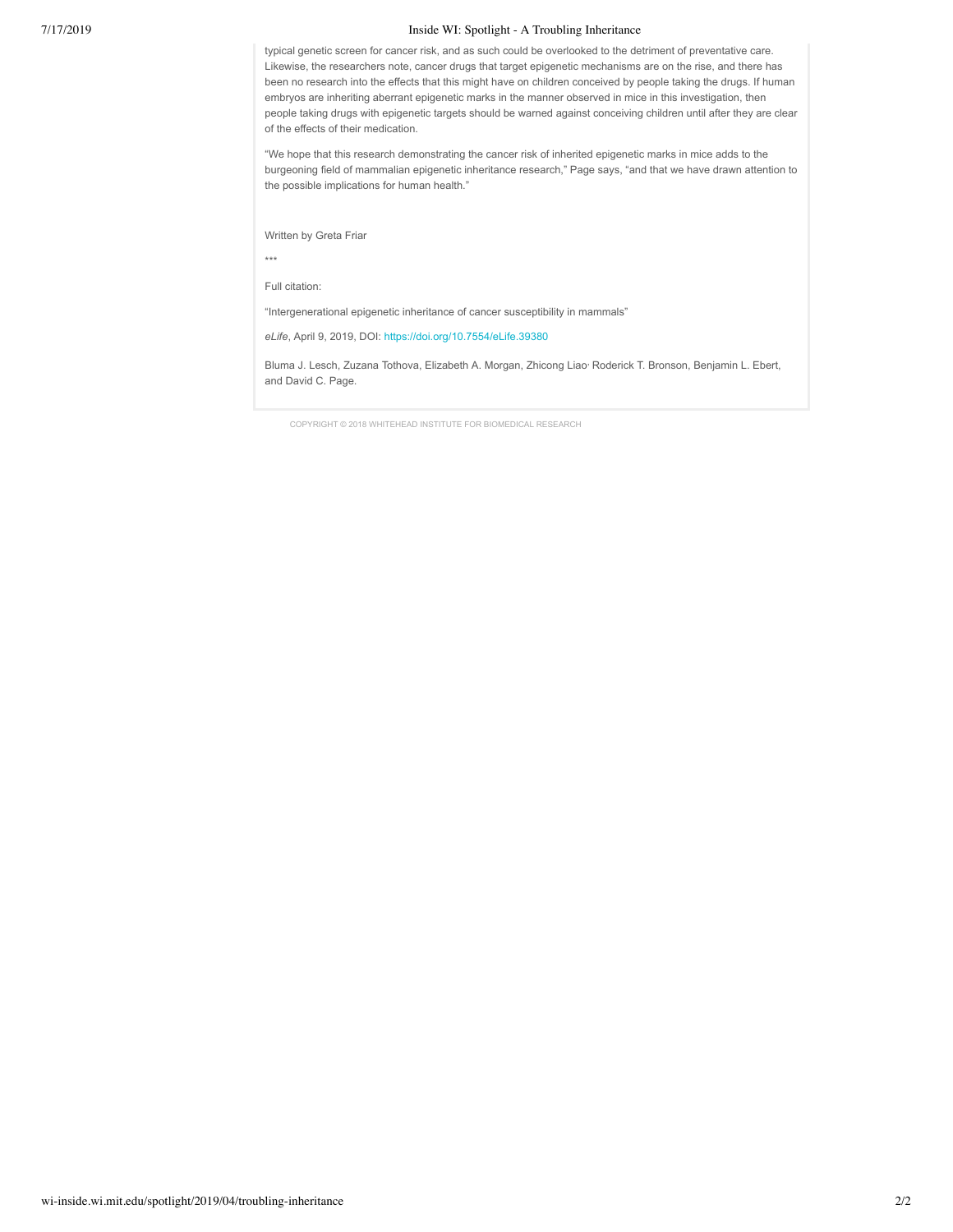typical genetic screen for cancer risk, and as such could be overlooked to the detriment of preventative care. Likewise, the researchers note, cancer drugs that target epigenetic mechanisms are on the rise, and there has been no research into the effects that this might have on children conceived by people taking the drugs. If human embryos are inheriting aberrant epigenetic marks in the manner observed in mice in this investigation, then people taking drugs with epigenetic targets should be warned against conceiving children until after they are clear of the effects of their medication.

"We hope that this research demonstrating the cancer risk of inherited epigenetic marks in mice adds to the burgeoning field of mammalian epigenetic inheritance research," Page says, "and that we have drawn attention to the possible implications for human health."

Written by Greta Friar

***

Full citation:

"Intergenerational epigenetic inheritance of cancer susceptibility in mammals"

*eLife*, April 9, 2019, DOI: https://doi.org/10.7554/eLife.39380

Bluma J. Lesch, Zuzana Tothova, Elizabeth A. Morgan, Zhicong Liao, Roderick T. Bronson, Benjamin L. Ebert, and David C. Page.

COPYRIGHT © 2018 WHITEHEAD INSTITUTE FOR BIOMEDICAL RESEARCH